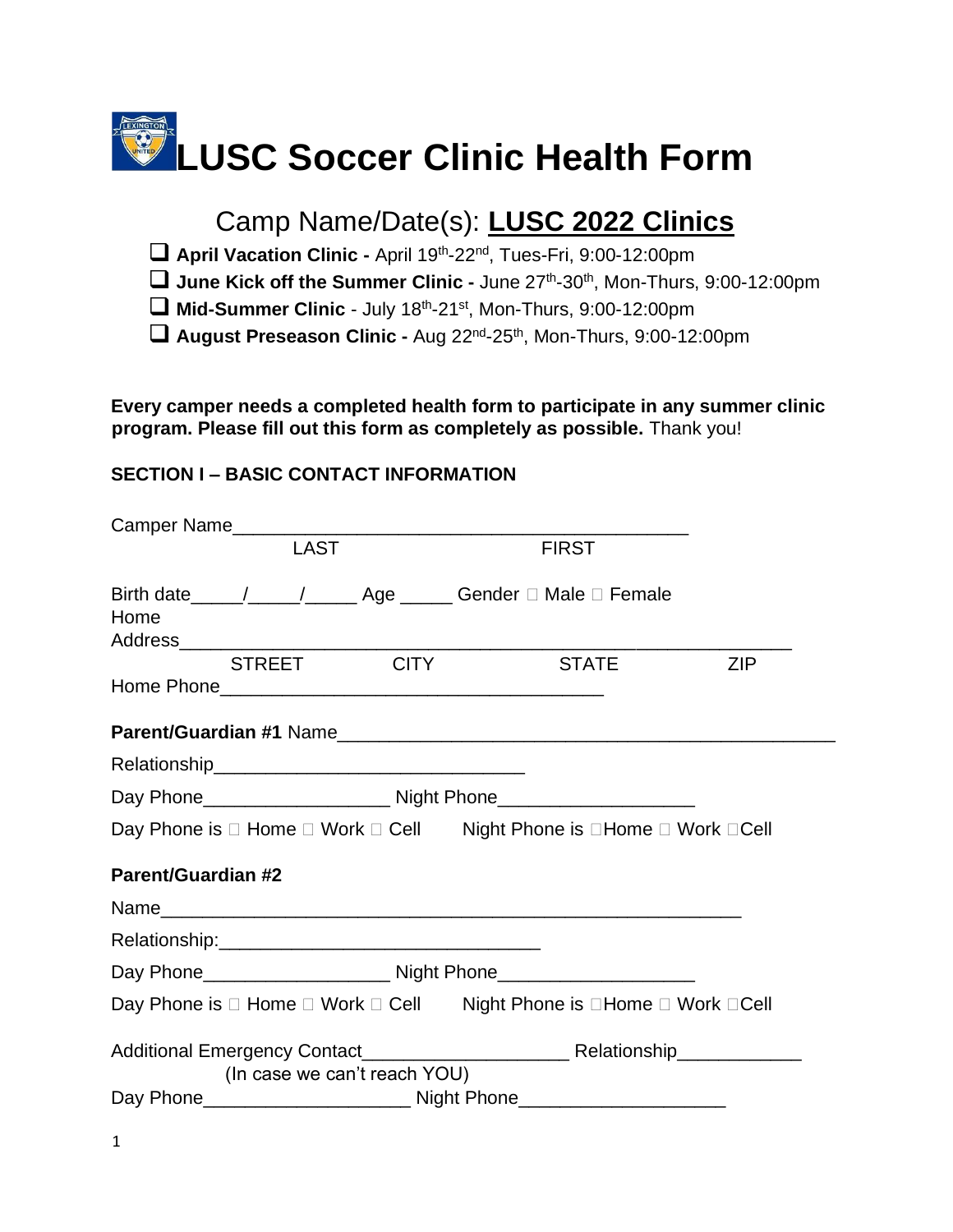# LUSC Soccer Clinic Health Form

## Camp Name/Date(s): **LUSC 2022 Clinics**

- ❑ **April Vacation Clinic -** April 19th-22nd, Tues-Fri, 9:00-12:00pm
- ❑ **June Kick off the Summer Clinic -** June 27th-30th, Mon-Thurs, 9:00-12:00pm
- ❑ **Mid-Summer Clinic** - July 18th-21st, Mon-Thurs, 9:00-12:00pm
- ❑ **August Preseason Clinic -** Aug 22nd-25th, Mon-Thurs, 9:00-12:00pm

**Every camper needs a completed health form to participate in any summer clinic program. Please fill out this form as completely as possible.** Thank you!

### SECTION I – BASIC CONTACT INFORMATION

Camper Name_____________________________________________
LAST FIRST

Birth date_____/_____/_____ Age _____ Gender ☐ Male ☐ Female

Home Address____________________________________________________________
STREET CITY STATE ZIP

Home Phone____________________________________

**Parent/Guardian #1** Name_______________________________________________

Relationship______________________________

Day Phone__________________ Night Phone___________________

Day Phone is ☐ Home ☐ Work ☐ Cell Night Phone is ☐Home ☐ Work ☐Cell

**Parent/Guardian #2**

Name________________________________________________________

Relationship:______________________________

Day Phone__________________ Night Phone___________________

Day Phone is ☐ Home ☐ Work ☐ Cell Night Phone is ☐Home ☐ Work ☐Cell

Additional Emergency Contact____________________ Relationship____________
(In case we can't reach YOU)

Day Phone____________________ Night Phone____________________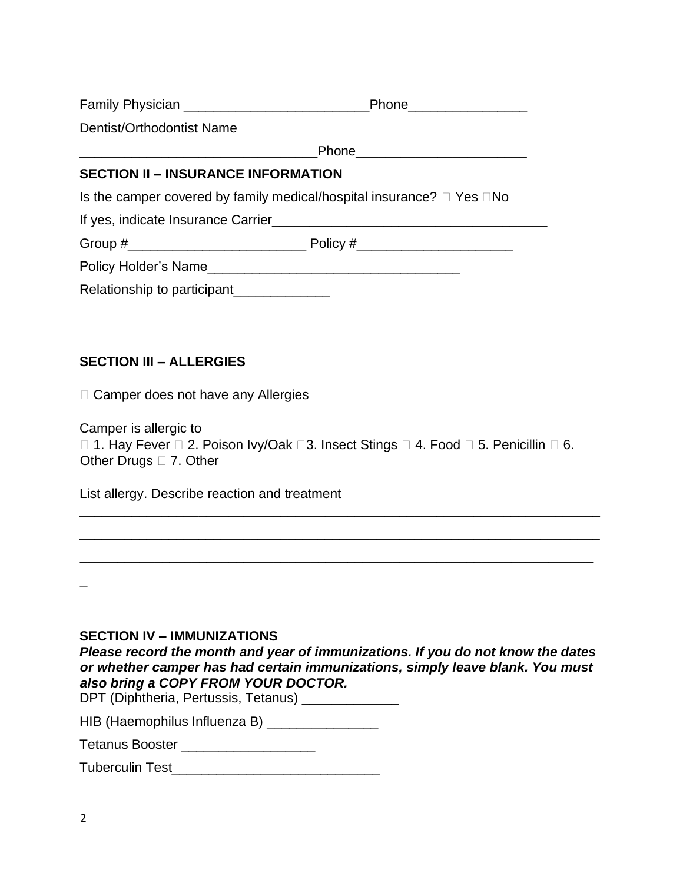Family Physician ________________________Phone________________

Dentist/Orthodontist Name

______________________________Phone______________________

## SECTION II – INSURANCE INFORMATION

Is the camper covered by family medical/hospital insurance? ☐ Yes ☐No

If yes, indicate Insurance Carrier____________________________________

Group #_______________________ Policy #____________________

Policy Holder's Name_________________________________

Relationship to participant_____________

## SECTION III – ALLERGIES

☐ Camper does not have any Allergies

Camper is allergic to
☐ 1. Hay Fever ☐ 2. Poison Ivy/Oak ☐3. Insect Stings ☐ 4. Food ☐ 5. Penicillin ☐ 6. Other Drugs ☐ 7. Other

List allergy. Describe reaction and treatment

_____________________________________________________________________

_____________________________________________________________________

____________________________________________________________________

_

## SECTION IV – IMMUNIZATIONS

***Please record the month and year of immunizations. If you do not know the dates or whether camper has had certain immunizations, simply leave blank. You must also bring a COPY FROM YOUR DOCTOR.***

DPT (Diphtheria, Pertussis, Tetanus) _____________

HIB (Haemophilus Influenza B) _______________

Tetanus Booster __________________

Tuberculin Test___________________________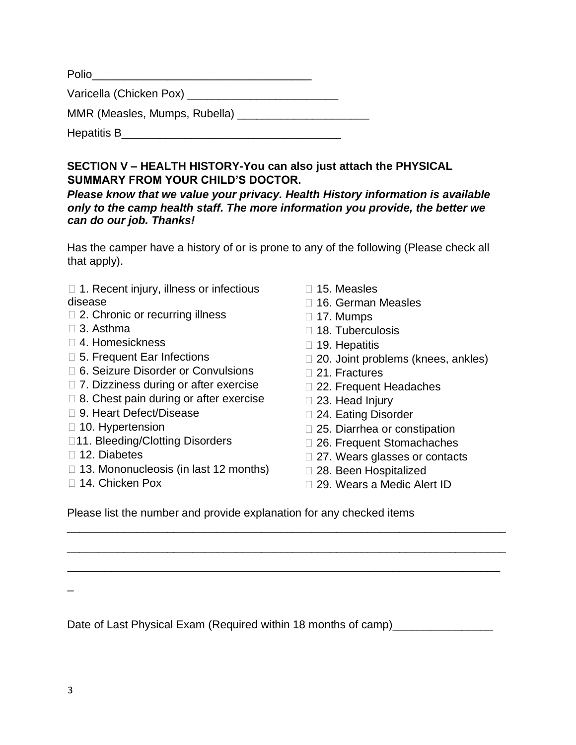Polio___________________________________

Varicella (Chicken Pox) ________________________

MMR (Measles, Mumps, Rubella) _____________________

Hepatitis B___________________________________

**SECTION V – HEALTH HISTORY-You can also just attach the PHYSICAL SUMMARY FROM YOUR CHILD'S DOCTOR.**

***Please know that we value your privacy. Health History information is available only to the camp health staff. The more information you provide, the better we can do our job. Thanks!***

Has the camper have a history of or is prone to any of the following (Please check all that apply).

- ☐ 1. Recent injury, illness or infectious disease
- ☐ 2. Chronic or recurring illness
- ☐ 3. Asthma
- ☐ 4. Homesickness
- ☐ 5. Frequent Ear Infections
- ☐ 6. Seizure Disorder or Convulsions
- ☐ 7. Dizziness during or after exercise
- ☐ 8. Chest pain during or after exercise
- ☐ 9. Heart Defect/Disease
- ☐ 10. Hypertension
- ☐ 11. Bleeding/Clotting Disorders
- ☐ 12. Diabetes
- ☐ 13. Mononucleosis (in last 12 months)
- ☐ 14. Chicken Pox
- ☐ 15. Measles
- ☐ 16. German Measles
- ☐ 17. Mumps
- ☐ 18. Tuberculosis
- ☐ 19. Hepatitis
- ☐ 20. Joint problems (knees, ankles)
- ☐ 21. Fractures
- ☐ 22. Frequent Headaches
- ☐ 23. Head Injury
- ☐ 24. Eating Disorder
- ☐ 25. Diarrhea or constipation
- ☐ 26. Frequent Stomachaches
- ☐ 27. Wears glasses or contacts
- ☐ 28. Been Hospitalized
- ☐ 29. Wears a Medic Alert ID

Please list the number and provide explanation for any checked items

_____________________________________________________________________

_____________________________________________________________________

_____________________________________________________________________

_

Date of Last Physical Exam (Required within 18 months of camp)________________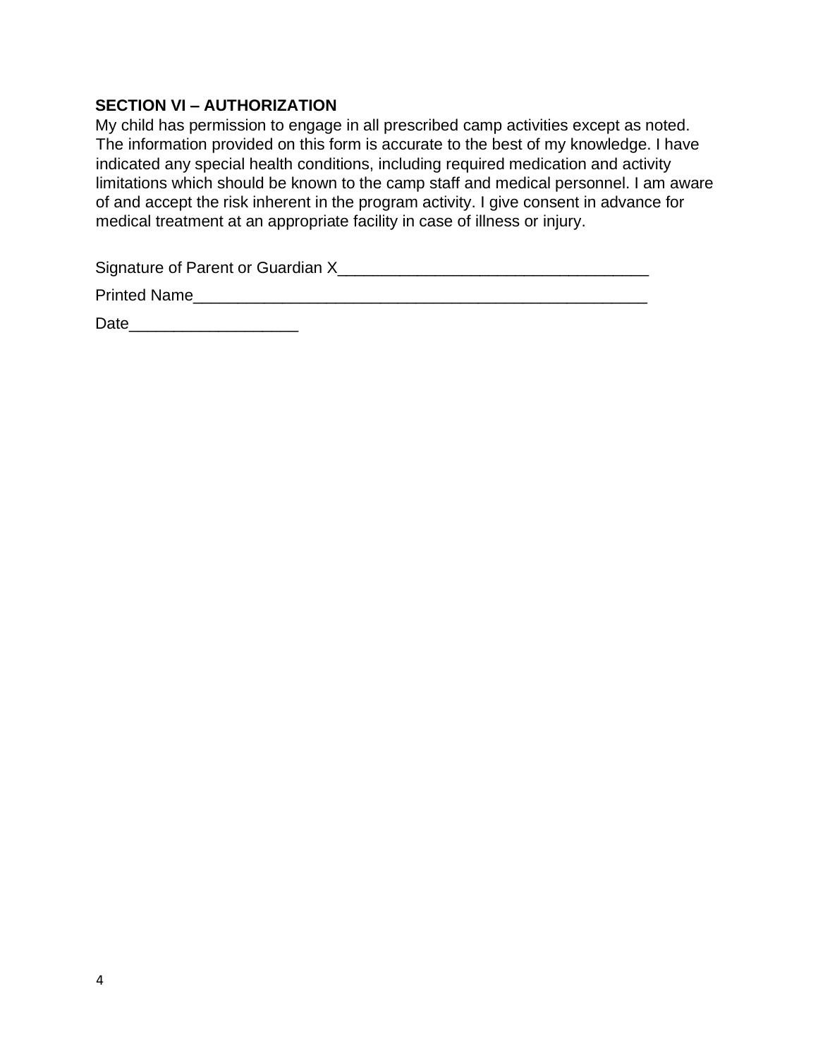**SECTION VI – AUTHORIZATION**

My child has permission to engage in all prescribed camp activities except as noted. The information provided on this form is accurate to the best of my knowledge. I have indicated any special health conditions, including required medication and activity limitations which should be known to the camp staff and medical personnel. I am aware of and accept the risk inherent in the program activity. I give consent in advance for medical treatment at an appropriate facility in case of illness or injury.

Signature of Parent or Guardian X___________________________________

Printed Name___________________________________________________

Date___________________